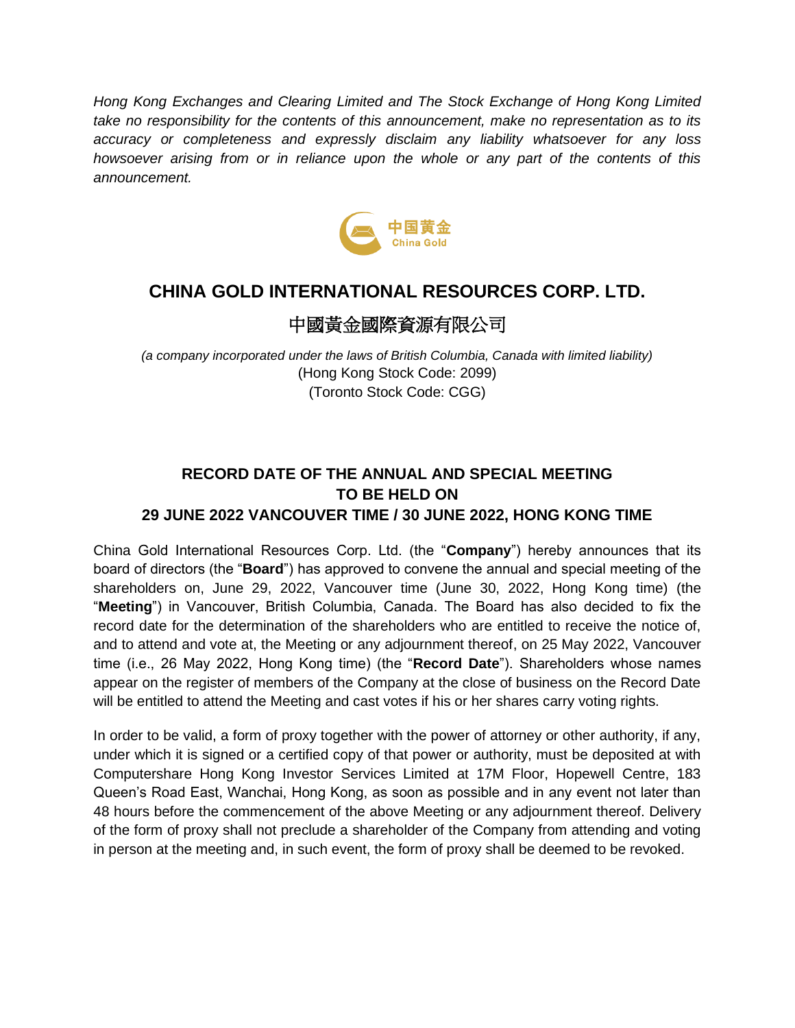*Hong Kong Exchanges and Clearing Limited and The Stock Exchange of Hong Kong Limited take no responsibility for the contents of this announcement, make no representation as to its accuracy or completeness and expressly disclaim any liability whatsoever for any loss howsoever arising from or in reliance upon the whole or any part of the contents of this announcement.*

# CHINA GOLD INTERNATIONAL RESOURCES CORP. LTD.

# 中國黃金國際資源有限公司

*(a company incorporated under the laws of British Columbia, Canada with limited liability)*
(Hong Kong Stock Code: 2099)
(Toronto Stock Code: CGG)

## RECORD DATE OF THE ANNUAL AND SPECIAL MEETING TO BE HELD ON 29 JUNE 2022 VANCOUVER TIME / 30 JUNE 2022, HONG KONG TIME

China Gold International Resources Corp. Ltd. (the "**Company**") hereby announces that its board of directors (the "**Board**") has approved to convene the annual and special meeting of the shareholders on, June 29, 2022, Vancouver time (June 30, 2022, Hong Kong time) (the "**Meeting**") in Vancouver, British Columbia, Canada. The Board has also decided to fix the record date for the determination of the shareholders who are entitled to receive the notice of, and to attend and vote at, the Meeting or any adjournment thereof, on 25 May 2022, Vancouver time (i.e., 26 May 2022, Hong Kong time) (the "**Record Date**"). Shareholders whose names appear on the register of members of the Company at the close of business on the Record Date will be entitled to attend the Meeting and cast votes if his or her shares carry voting rights.

In order to be valid, a form of proxy together with the power of attorney or other authority, if any, under which it is signed or a certified copy of that power or authority, must be deposited at with Computershare Hong Kong Investor Services Limited at 17M Floor, Hopewell Centre, 183 Queen's Road East, Wanchai, Hong Kong, as soon as possible and in any event not later than 48 hours before the commencement of the above Meeting or any adjournment thereof. Delivery of the form of proxy shall not preclude a shareholder of the Company from attending and voting in person at the meeting and, in such event, the form of proxy shall be deemed to be revoked.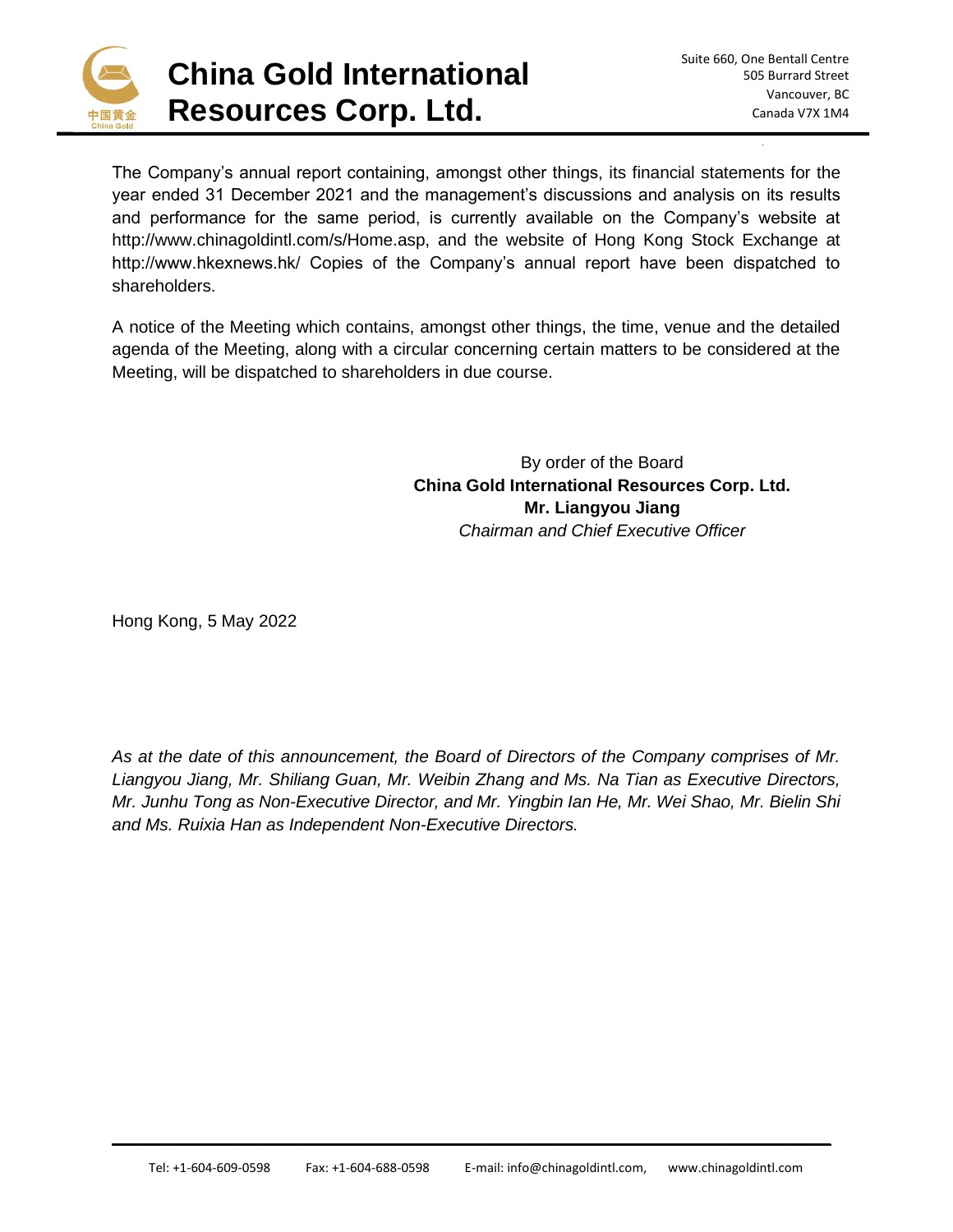The Company's annual report containing, amongst other things, its financial statements for the year ended 31 December 2021 and the management's discussions and analysis on its results and performance for the same period, is currently available on the Company's website at http://www.chinagoldintl.com/s/Home.asp, and the website of Hong Kong Stock Exchange at http://www.hkexnews.hk/ Copies of the Company's annual report have been dispatched to shareholders.

A notice of the Meeting which contains, amongst other things, the time, venue and the detailed agenda of the Meeting, along with a circular concerning certain matters to be considered at the Meeting, will be dispatched to shareholders in due course.

By order of the Board
**China Gold International Resources Corp. Ltd.**
**Mr. Liangyou Jiang**
*Chairman and Chief Executive Officer*

Hong Kong, 5 May 2022

*As at the date of this announcement, the Board of Directors of the Company comprises of Mr. Liangyou Jiang, Mr. Shiliang Guan, Mr. Weibin Zhang and Ms. Na Tian as Executive Directors, Mr. Junhu Tong as Non-Executive Director, and Mr. Yingbin Ian He, Mr. Wei Shao, Mr. Bielin Shi and Ms. Ruixia Han as Independent Non-Executive Directors.*